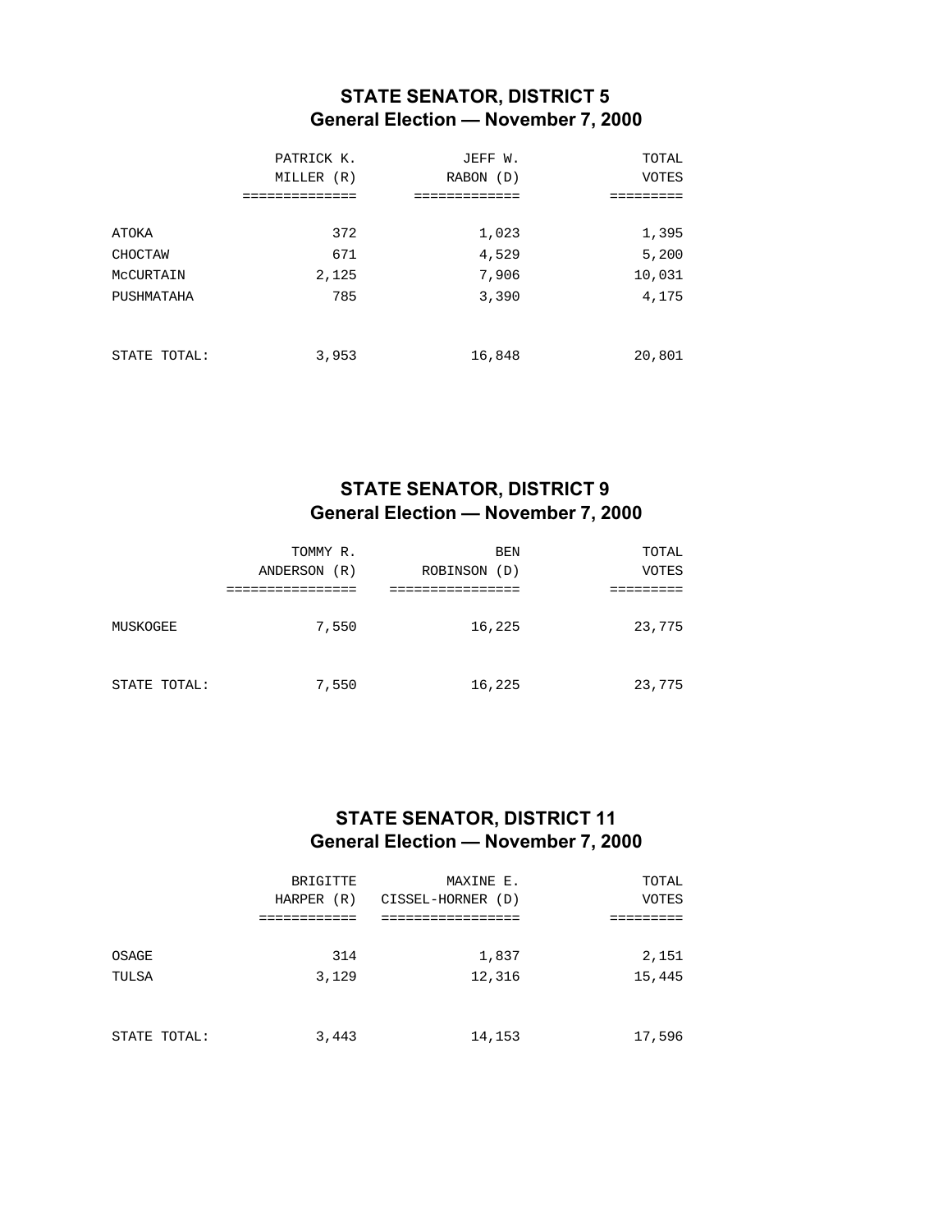## STATE SENATOR, DISTRICT 5
## General Election — November 7, 2000

| | PATRICK K. MILLER (R) | JEFF W. RABON (D) | TOTAL VOTES |
|---|---|---|---|
| ATOKA | 372 | 1,023 | 1,395 |
| CHOCTAW | 671 | 4,529 | 5,200 |
| McCURTAIN | 2,125 | 7,906 | 10,031 |
| PUSHMATAHA | 785 | 3,390 | 4,175 |
| STATE TOTAL: | 3,953 | 16,848 | 20,801 |

## STATE SENATOR, DISTRICT 9
## General Election — November 7, 2000

| | TOMMY R. ANDERSON (R) | BEN ROBINSON (D) | TOTAL VOTES |
|---|---|---|---|
| MUSKOGEE | 7,550 | 16,225 | 23,775 |
| STATE TOTAL: | 7,550 | 16,225 | 23,775 |

## STATE SENATOR, DISTRICT 11
## General Election — November 7, 2000

| | BRIGITTE HARPER (R) | MAXINE E. CISSEL-HORNER (D) | TOTAL VOTES |
|---|---|---|---|
| OSAGE | 314 | 1,837 | 2,151 |
| TULSA | 3,129 | 12,316 | 15,445 |
| STATE TOTAL: | 3,443 | 14,153 | 17,596 |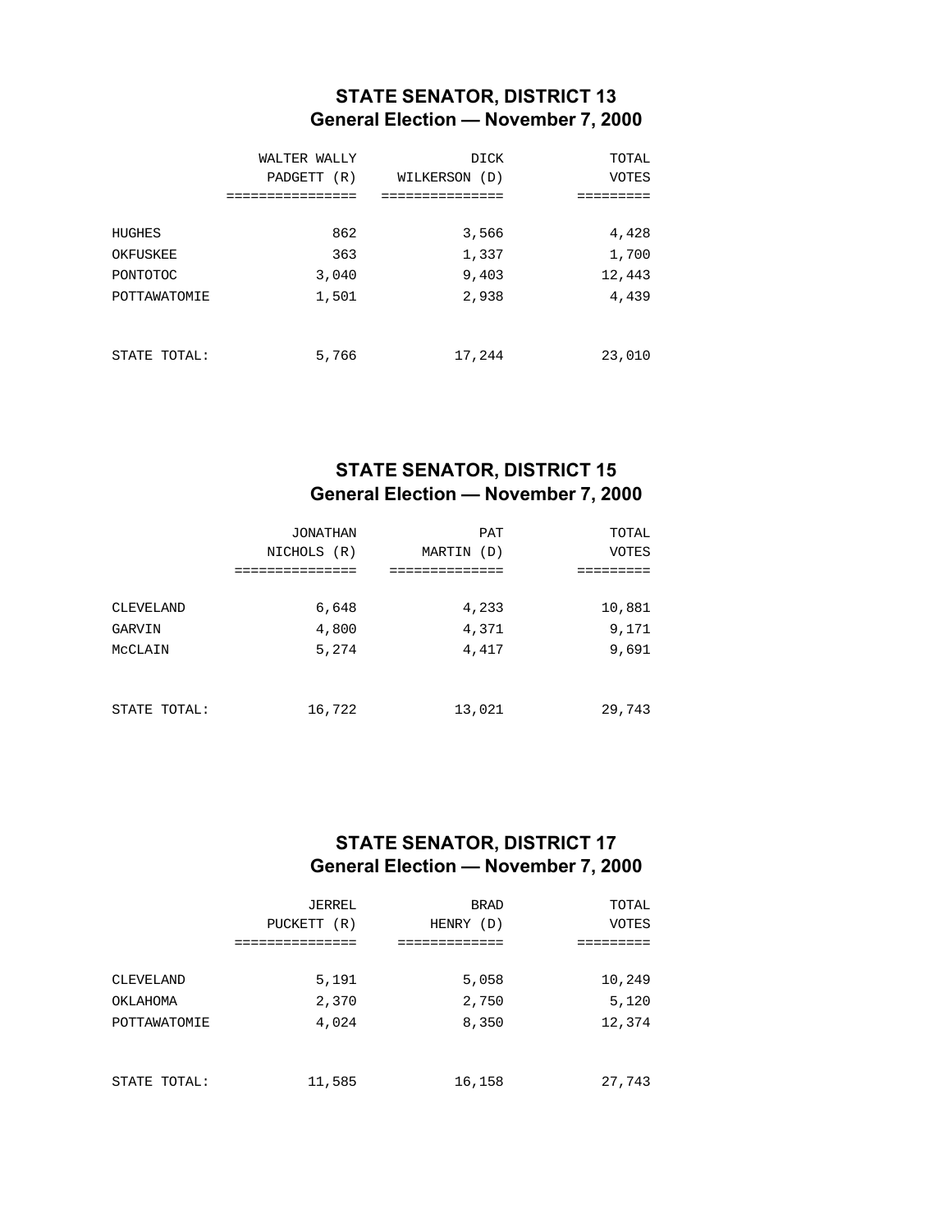## STATE SENATOR, DISTRICT 13
## General Election — November 7, 2000

| | WALTER WALLY PADGETT (R) | DICK WILKERSON (D) | TOTAL VOTES |
|---|---:|---:|---:|
| HUGHES | 862 | 3,566 | 4,428 |
| OKFUSKEE | 363 | 1,337 | 1,700 |
| PONTOTOC | 3,040 | 9,403 | 12,443 |
| POTTAWATOMIE | 1,501 | 2,938 | 4,439 |
| STATE TOTAL: | 5,766 | 17,244 | 23,010 |

## STATE SENATOR, DISTRICT 15
## General Election — November 7, 2000

| | JONATHAN NICHOLS (R) | PAT MARTIN (D) | TOTAL VOTES |
|---|---:|---:|---:|
| CLEVELAND | 6,648 | 4,233 | 10,881 |
| GARVIN | 4,800 | 4,371 | 9,171 |
| McCLAIN | 5,274 | 4,417 | 9,691 |
| STATE TOTAL: | 16,722 | 13,021 | 29,743 |

## STATE SENATOR, DISTRICT 17
## General Election — November 7, 2000

| | JERREL PUCKETT (R) | BRAD HENRY (D) | TOTAL VOTES |
|---|---:|---:|---:|
| CLEVELAND | 5,191 | 5,058 | 10,249 |
| OKLAHOMA | 2,370 | 2,750 | 5,120 |
| POTTAWATOMIE | 4,024 | 8,350 | 12,374 |
| STATE TOTAL: | 11,585 | 16,158 | 27,743 |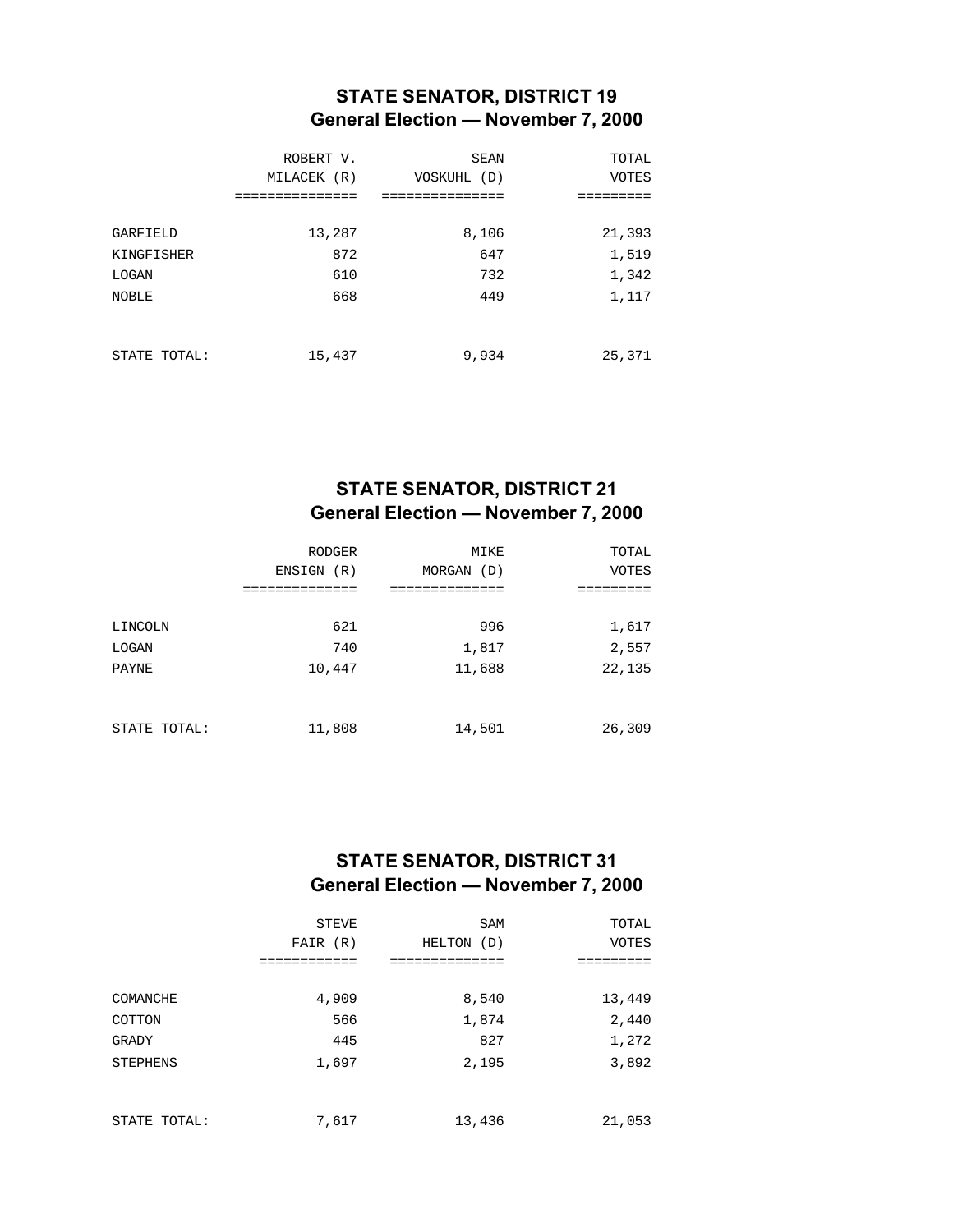## STATE SENATOR, DISTRICT 19
## General Election — November 7, 2000

| | ROBERT V. MILACEK (R) | SEAN VOSKUHL (D) | TOTAL VOTES |
|---|---|---|---|
| GARFIELD | 13,287 | 8,106 | 21,393 |
| KINGFISHER | 872 | 647 | 1,519 |
| LOGAN | 610 | 732 | 1,342 |
| NOBLE | 668 | 449 | 1,117 |
| STATE TOTAL: | 15,437 | 9,934 | 25,371 |

## STATE SENATOR, DISTRICT 21
## General Election — November 7, 2000

| | RODGER ENSIGN (R) | MIKE MORGAN (D) | TOTAL VOTES |
|---|---|---|---|
| LINCOLN | 621 | 996 | 1,617 |
| LOGAN | 740 | 1,817 | 2,557 |
| PAYNE | 10,447 | 11,688 | 22,135 |
| STATE TOTAL: | 11,808 | 14,501 | 26,309 |

## STATE SENATOR, DISTRICT 31
## General Election — November 7, 2000

| | STEVE FAIR (R) | SAM HELTON (D) | TOTAL VOTES |
|---|---|---|---|
| COMANCHE | 4,909 | 8,540 | 13,449 |
| COTTON | 566 | 1,874 | 2,440 |
| GRADY | 445 | 827 | 1,272 |
| STEPHENS | 1,697 | 2,195 | 3,892 |
| STATE TOTAL: | 7,617 | 13,436 | 21,053 |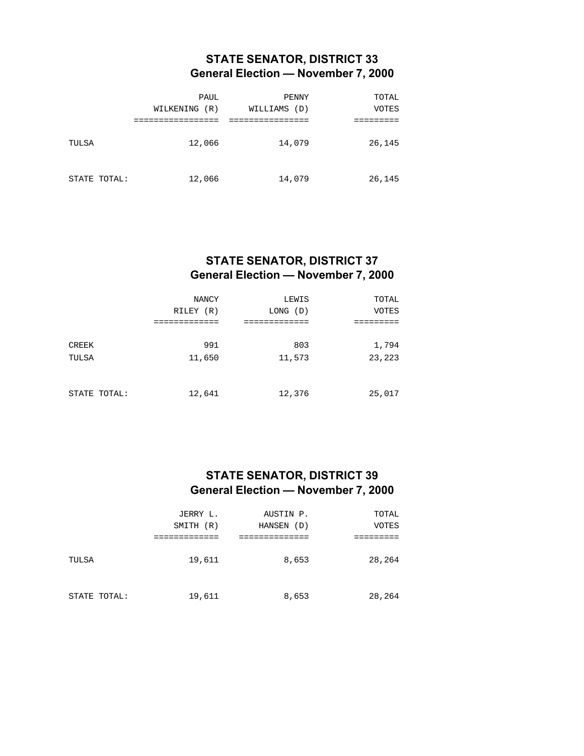## STATE SENATOR, DISTRICT 33
## General Election — November 7, 2000

| | PAUL WILKENING (R) | PENNY WILLIAMS (D) | TOTAL VOTES |
|---|---|---|---|
| TULSA | 12,066 | 14,079 | 26,145 |
| STATE TOTAL: | 12,066 | 14,079 | 26,145 |

## STATE SENATOR, DISTRICT 37
## General Election — November 7, 2000

| | NANCY RILEY (R) | LEWIS LONG (D) | TOTAL VOTES |
|---|---|---|---|
| CREEK | 991 | 803 | 1,794 |
| TULSA | 11,650 | 11,573 | 23,223 |
| STATE TOTAL: | 12,641 | 12,376 | 25,017 |

## STATE SENATOR, DISTRICT 39
## General Election — November 7, 2000

| | JERRY L. SMITH (R) | AUSTIN P. HANSEN (D) | TOTAL VOTES |
|---|---|---|---|
| TULSA | 19,611 | 8,653 | 28,264 |
| STATE TOTAL: | 19,611 | 8,653 | 28,264 |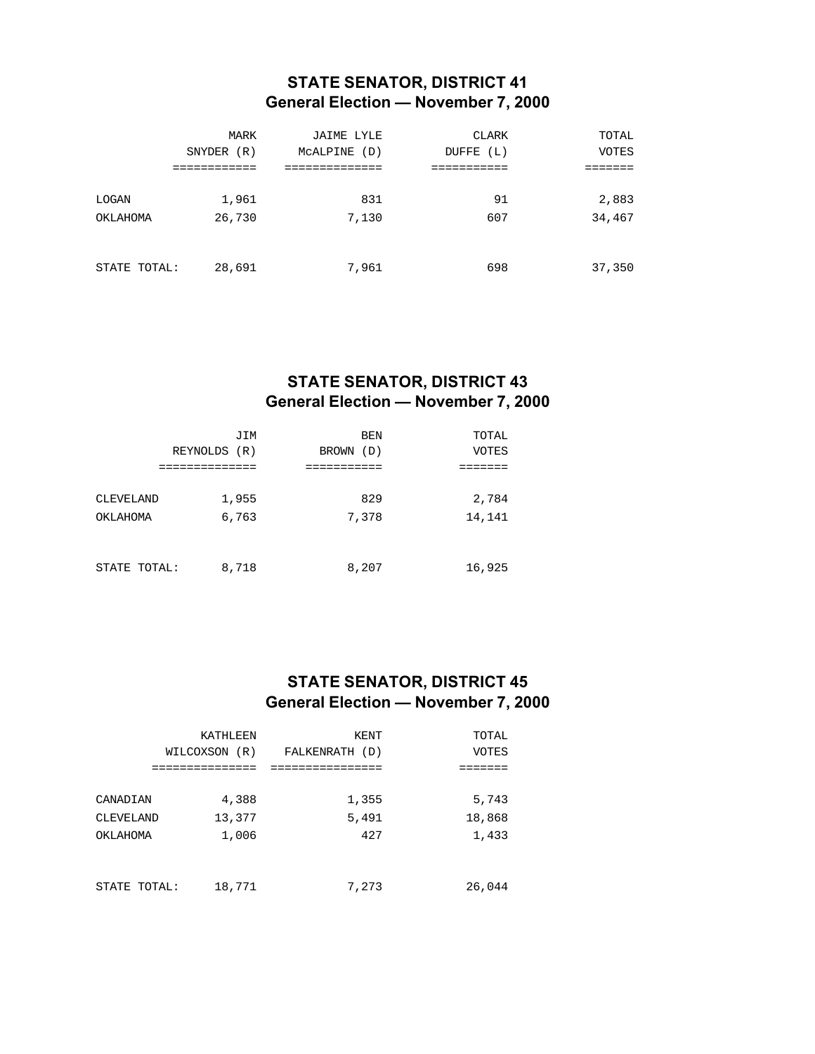## STATE SENATOR, DISTRICT 41
## General Election — November 7, 2000

| | MARK SNYDER (R) | JAIME LYLE McALPINE (D) | CLARK DUFFE (L) | TOTAL VOTES |
|---|---|---|---|---|
| LOGAN | 1,961 | 831 | 91 | 2,883 |
| OKLAHOMA | 26,730 | 7,130 | 607 | 34,467 |
| STATE TOTAL: | 28,691 | 7,961 | 698 | 37,350 |

## STATE SENATOR, DISTRICT 43
## General Election — November 7, 2000

| | JIM REYNOLDS (R) | BEN BROWN (D) | TOTAL VOTES |
|---|---|---|---|
| CLEVELAND | 1,955 | 829 | 2,784 |
| OKLAHOMA | 6,763 | 7,378 | 14,141 |
| STATE TOTAL: | 8,718 | 8,207 | 16,925 |

## STATE SENATOR, DISTRICT 45
## General Election — November 7, 2000

| | KATHLEEN WILCOXSON (R) | KENT FALKENRATH (D) | TOTAL VOTES |
|---|---|---|---|
| CANADIAN | 4,388 | 1,355 | 5,743 |
| CLEVELAND | 13,377 | 5,491 | 18,868 |
| OKLAHOMA | 1,006 | 427 | 1,433 |
| STATE TOTAL: | 18,771 | 7,273 | 26,044 |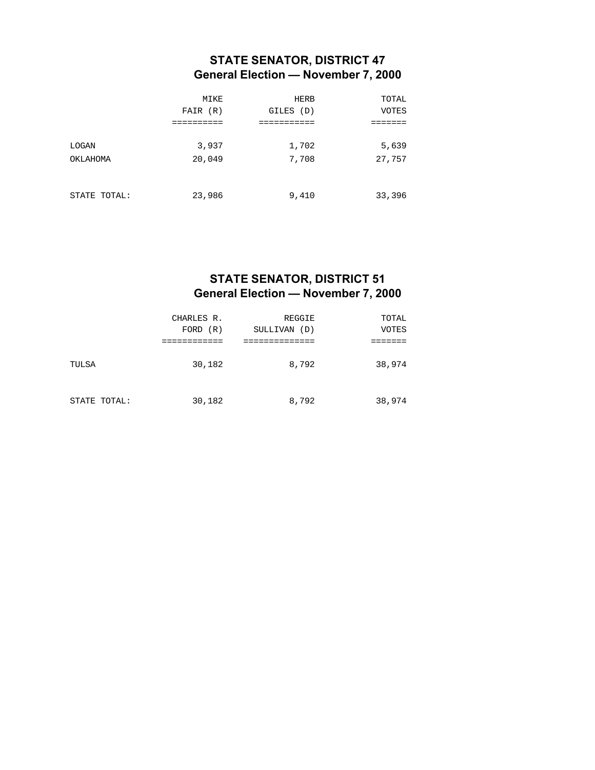## STATE SENATOR, DISTRICT 47
## General Election — November 7, 2000

| | MIKE FAIR (R) | HERB GILES (D) | TOTAL VOTES |
|---|---|---|---|
| LOGAN | 3,937 | 1,702 | 5,639 |
| OKLAHOMA | 20,049 | 7,708 | 27,757 |
| STATE TOTAL: | 23,986 | 9,410 | 33,396 |

## STATE SENATOR, DISTRICT 51
## General Election — November 7, 2000

| | CHARLES R. FORD (R) | REGGIE SULLIVAN (D) | TOTAL VOTES |
|---|---|---|---|
| TULSA | 30,182 | 8,792 | 38,974 |
| STATE TOTAL: | 30,182 | 8,792 | 38,974 |